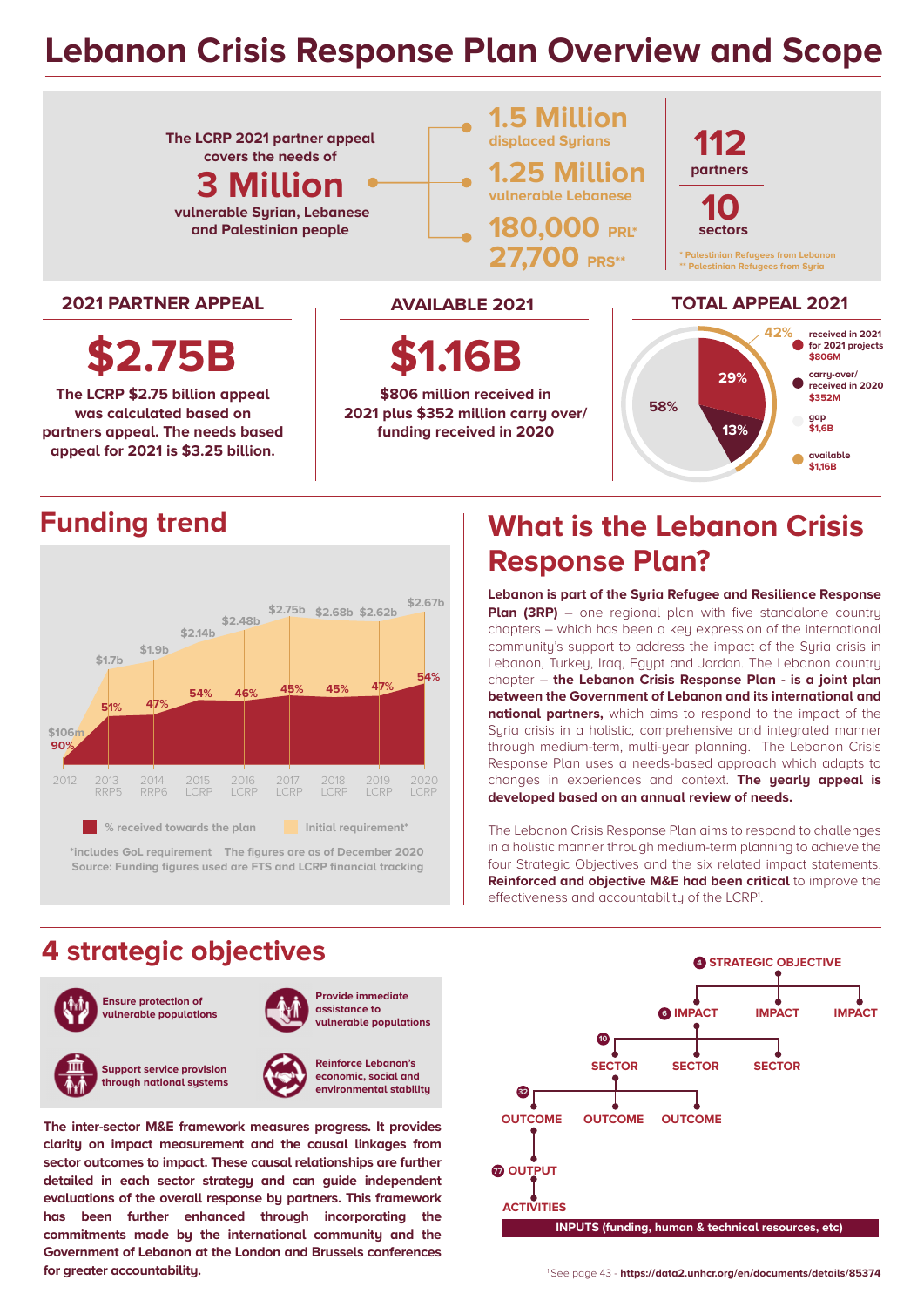# Lebanon Crisis Response Plan Overview and Scope

The LCRP 2021 partner appeal covers the needs of

**3 Million**

vulnerable Syrian, Lebanese and Palestinian people

- **1.5 Million** displaced Syrians
- **1.25 Million** vulnerable Lebanese
- **180,000** PRL*
- **27,700** PRS**

**112** partners

**10** sectors

\* Palestinian Refugees from Lebanon
\*\* Palestinian Refugees from Syria

## 2021 PARTNER APPEAL

**$2.75B**

The LCRP $2.75 billion appeal was calculated based on partners appeal. The needs based appeal for 2021 is $3.25 billion.

## AVAILABLE 2021

**$1.16B**

$806 million received in 2021 plus $352 million carry over/ funding received in 2020

## TOTAL APPEAL 2021

- received in 2021 for 2021 projects $806M (29%)
- carry-over/ received in 2020 $352M (13%)
- gap $1,6B (58%)
- available $1,16B (42%)

## Funding trend

| Year | Initial requirement* | % received towards the plan |
|---|---|---|
| 2012 | $106m | 90% |
| 2013 RRP5 | $1.7b | 51% |
| 2014 RRP6 | $1.9b | 47% |
| 2015 LCRP | $2.14b | 54% |
| 2016 LCRP | $2.48b | 46% |
| 2017 LCRP | $2.75b | 45% |
| 2018 LCRP | $2.68b | 45% |
| 2019 LCRP | $2.62b | 47% |
| 2020 LCRP | $2.67b | 54% |

\*includes GoL requirement The figures are as of December 2020
Source: Funding figures used are FTS and LCRP financial tracking

## What is the Lebanon Crisis Response Plan?

**Lebanon is part of the Syria Refugee and Resilience Response Plan (3RP)** – one regional plan with five standalone country chapters – which has been a key expression of the international community's support to address the impact of the Syria crisis in Lebanon, Turkey, Iraq, Egypt and Jordan. The Lebanon country chapter – **the Lebanon Crisis Response Plan - is a joint plan between the Government of Lebanon and its international and national partners,** which aims to respond to the impact of the Syria crisis in a holistic, comprehensive and integrated manner through medium-term, multi-year planning. The Lebanon Crisis Response Plan uses a needs-based approach which adapts to changes in experiences and context. **The yearly appeal is developed based on an annual review of needs.**

The Lebanon Crisis Response Plan aims to respond to challenges in a holistic manner through medium-term planning to achieve the four Strategic Objectives and the six related impact statements. **Reinforced and objective M&E had been critical** to improve the effectiveness and accountability of the LCRP[1].

## 4 strategic objectives

- Ensure protection of vulnerable populations
- Provide immediate assistance to vulnerable populations
- Support service provision through national systems
- Reinforce Lebanon's economic, social and environmental stability

**The inter-sector M&E framework measures progress. It provides clarity on impact measurement and the causal linkages from sector outcomes to impact. These causal relationships are further detailed in each sector strategy and can guide independent evaluations of the overall response by partners. This framework has been further enhanced through incorporating the commitments made by the international community and the Government of Lebanon at the London and Brussels conferences for greater accountability.**

- 4 STRATEGIC OBJECTIVE
- 6 IMPACT
- 10 SECTOR
- 32 OUTCOME
- 77 OUTPUT
- ACTIVITIES
- INPUTS (funding, human & technical resources, etc)

[1] See page 43 - **https://data2.unhcr.org/en/documents/details/85374**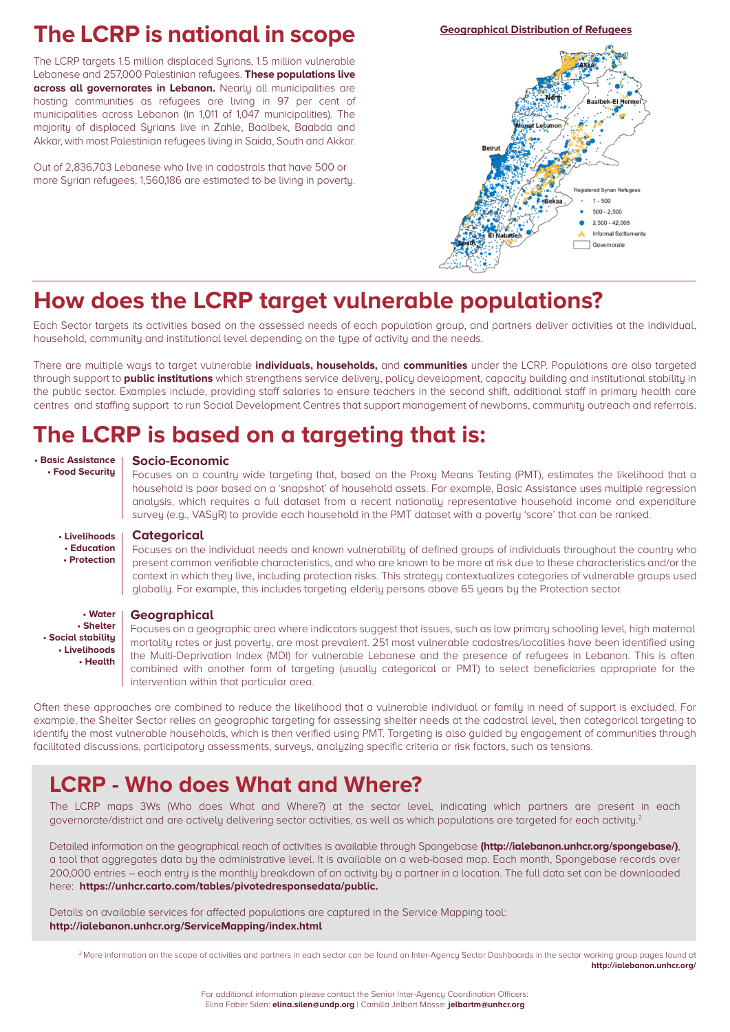# The LCRP is national in scope

The LCRP targets 1.5 million displaced Syrians, 1.5 million vulnerable Lebanese and 257,000 Palestinian refugees. **These populations live across all governorates in Lebanon.** Nearly all municipalities are hosting communities as refugees are living in 97 per cent of municipalities across Lebanon (in 1,011 of 1,047 municipalities). The majority of displaced Syrians live in Zahle, Baalbek, Baabda and Akkar, with most Palestinian refugees living in Saida, South and Akkar.

Out of 2,836,703 Lebanese who live in cadastrals that have 500 or more Syrian refugees, 1,560,186 are estimated to be living in poverty.

**Geographical Distribution of Refugees**

Akkar
North
Baalbek-El Hermel
Mount Lebanon
Beirut
Bekaa
El Nabatieh
South

Registered Syrian Refugees
1 - 500
500 - 2,500
2,500 - 42,008
Informal Settlements
Governorate

# How does the LCRP target vulnerable populations?

Each Sector targets its activities based on the assessed needs of each population group, and partners deliver activities at the individual, household, community and institutional level depending on the type of activity and the needs.

There are multiple ways to target vulnerable **individuals, households,** and **communities** under the LCRP. Populations are also targeted through support to **public institutions** which strengthens service delivery, policy development, capacity building and institutional stability in the public sector. Examples include, providing staff salaries to ensure teachers in the second shift, additional staff in primary health care centres and staffing support to run Social Development Centres that support management of newborns, community outreach and referrals.

# The LCRP is based on a targeting that is:

**• Basic Assistance**
**• Food Security**

### Socio-Economic

Focuses on a country wide targeting that, based on the Proxy Means Testing (PMT), estimates the likelihood that a household is poor based on a 'snapshot' of household assets. For example, Basic Assistance uses multiple regression analysis, which requires a full dataset from a recent nationally representative household income and expenditure survey (e.g., VASyR) to provide each household in the PMT dataset with a poverty 'score' that can be ranked.

**• Livelihoods**
**• Education**
**• Protection**

### Categorical

Focuses on the individual needs and known vulnerability of defined groups of individuals throughout the country who present common verifiable characteristics, and who are known to be more at risk due to these characteristics and/or the context in which they live, including protection risks. This strategy contextualizes categories of vulnerable groups used globally. For example, this includes targeting elderly persons above 65 years by the Protection sector.

**• Water**
**• Shelter**
**• Social stability**
**• Livelihoods**
**• Health**

### Geographical

Focuses on a geographic area where indicators suggest that issues, such as low primary schooling level, high maternal mortality rates or just poverty, are most prevalent. 251 most vulnerable cadastres/localities have been identified using the Multi-Deprivation Index (MDI) for vulnerable Lebanese and the presence of refugees in Lebanon. This is often combined with another form of targeting (usually categorical or PMT) to select beneficiaries appropriate for the intervention within that particular area.

Often these approaches are combined to reduce the likelihood that a vulnerable individual or family in need of support is excluded. For example, the Shelter Sector relies on geographic targeting for assessing shelter needs at the cadastral level, then categorical targeting to identify the most vulnerable households, which is then verified using PMT. Targeting is also guided by engagement of communities through facilitated discussions, participatory assessments, surveys, analyzing specific criteria or risk factors, such as tensions.

## LCRP - Who does What and Where?

The LCRP maps 3Ws (Who does What and Where?) at the sector level, indicating which partners are present in each governorate/district and are actively delivering sector activities, as well as which populations are targeted for each activity.[2]

Detailed information on the geographical reach of activities is available through Spongebase **(http://ialebanon.unhcr.org/spongebase/)**, a tool that aggregates data by the administrative level. It is available on a web-based map. Each month, Spongebase records over 200,000 entries – each entry is the monthly breakdown of an activity by a partner in a location. The full data set can be downloaded here: **https://unhcr.carto.com/tables/pivotedresponsedata/public.**

Details on available services for affected populations are captured in the Service Mapping tool:
**http://ialebanon.unhcr.org/ServiceMapping/index.html**

[2] More information on the scope of activities and partners in each sector can be found on Inter-Agency Sector Dashboards in the sector working group pages found at **http://ialebanon.unhcr.org/**

For additional information please contact the Senior Inter-Agency Coordination Officers:
Elina Faber Silen: **elina.silen@undp.org** | Camilla Jelbart Mosse: **jelbartm@unhcr.org**